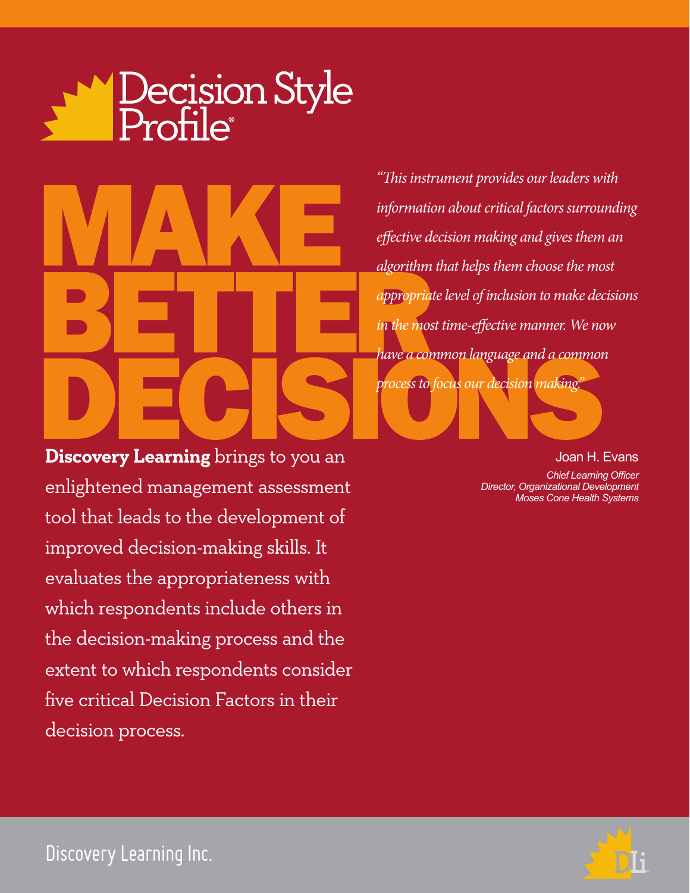# Decision Style Profile®

# MAKE BETTER DECISIONS

*"This instrument provides our leaders with information about critical factors surrounding effective decision making and gives them an algorithm that helps them choose the most appropriate level of inclusion to make decisions in the most time-effective manner. We now have a common language and a common process to focus our decision making."*

Joan H. Evans
*Chief Learning Officer*
*Director, Organizational Development*
*Moses Cone Health Systems*

**Discovery Learning** brings to you an enlightened management assessment tool that leads to the development of improved decision-making skills. It evaluates the appropriateness with which respondents include others in the decision-making process and the extent to which respondents consider five critical Decision Factors in their decision process.

Discovery Learning Inc.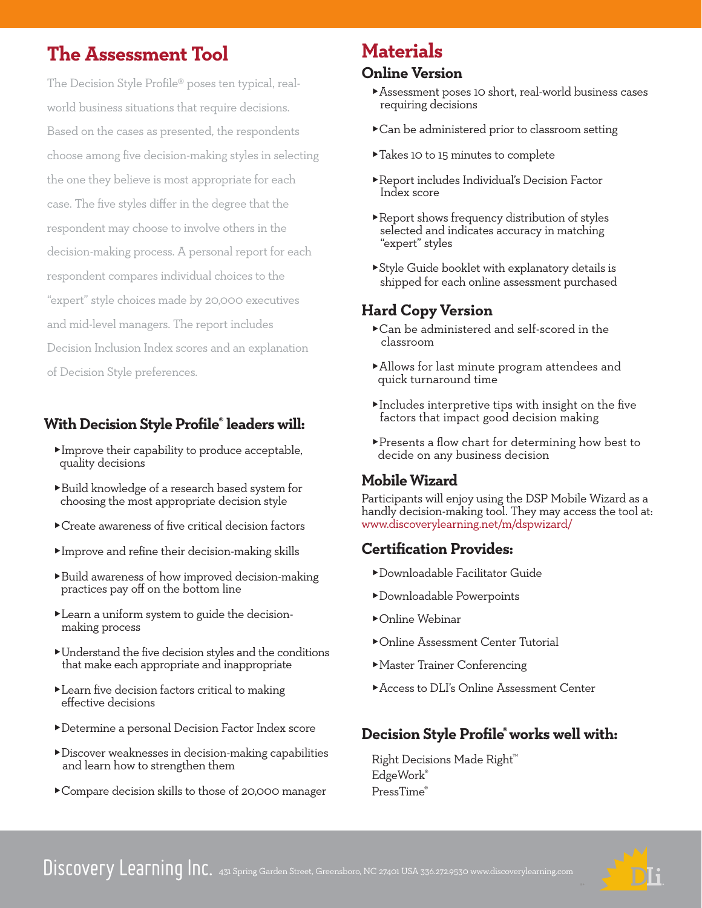## The Assessment Tool

The Decision Style Profile® poses ten typical, real-world business situations that require decisions. Based on the cases as presented, the respondents choose among five decision-making styles in selecting the one they believe is most appropriate for each case. The five styles differ in the degree that the respondent may choose to involve others in the decision-making process. A personal report for each respondent compares individual choices to the "expert" style choices made by 20,000 executives and mid-level managers. The report includes Decision Inclusion Index scores and an explanation of Decision Style preferences.

### With Decision Style Profile® leaders will:

- Improve their capability to produce acceptable, quality decisions
- Build knowledge of a research based system for choosing the most appropriate decision style
- Create awareness of five critical decision factors
- Improve and refine their decision-making skills
- Build awareness of how improved decision-making practices pay off on the bottom line
- Learn a uniform system to guide the decision-making process
- Understand the five decision styles and the conditions that make each appropriate and inappropriate
- Learn five decision factors critical to making effective decisions
- Determine a personal Decision Factor Index score
- Discover weaknesses in decision-making capabilities and learn how to strengthen them
- Compare decision skills to those of 20,000 manager

## Materials

### Online Version

- Assessment poses 10 short, real-world business cases requiring decisions
- Can be administered prior to classroom setting
- Takes 10 to 15 minutes to complete
- Report includes Individual's Decision Factor Index score
- Report shows frequency distribution of styles selected and indicates accuracy in matching "expert" styles
- Style Guide booklet with explanatory details is shipped for each online assessment purchased

### Hard Copy Version

- Can be administered and self-scored in the classroom
- Allows for last minute program attendees and quick turnaround time
- Includes interpretive tips with insight on the five factors that impact good decision making
- Presents a flow chart for determining how best to decide on any business decision

### Mobile Wizard

Participants will enjoy using the DSP Mobile Wizard as a handly decision-making tool. They may access the tool at: www.discoverylearning.net/m/dspwizard/

### Certification Provides:

- Downloadable Facilitator Guide
- Downloadable Powerpoints
- Online Webinar
- Online Assessment Center Tutorial
- Master Trainer Conferencing
- Access to DLI's Online Assessment Center

### Decision Style Profile® works well with:

Right Decisions Made Right™
EdgeWork®
PressTime®

Discovery Learning Inc. 431 Spring Garden Street, Greensboro, NC 27401 USA 336.272.9530 www.discoverylearning.com